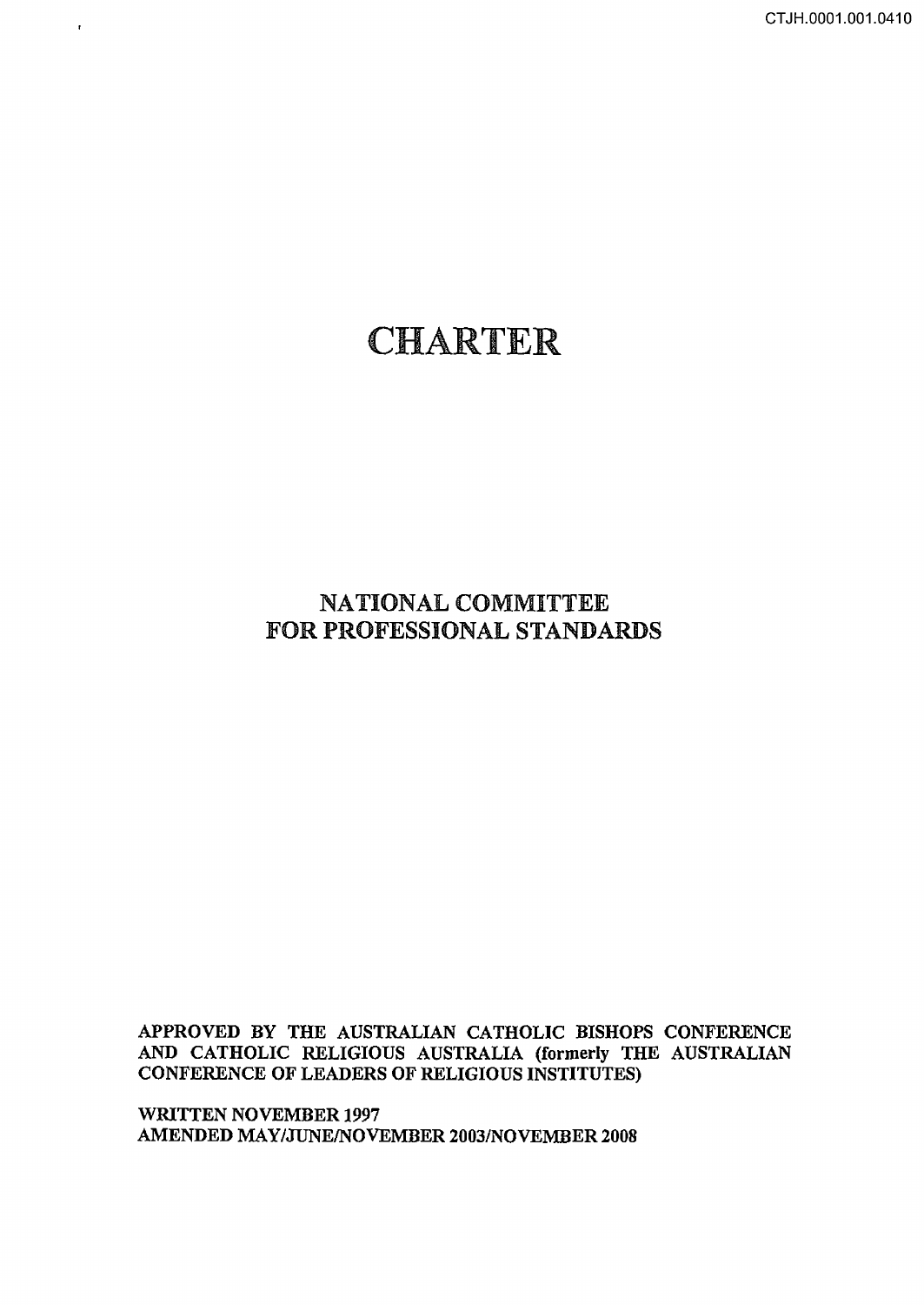# CHARTER

## NATIONAL COMMITTEE FOR PROFESSIONAL STANDARDS

**APPROVED BY THE AUSTRALIAN CATHOLIC BISHOPS CONFERENCE AND CATHOLIC RELIGIOUS AUSTRALIA (formerly THE AUSTRALIAN CONFERENCE OF LEADERS OF RELIGIOUS INSTITUTES)**

**WRITTEN NOVEMBER 1997**
**AMENDED MAY/JUNE/NOVEMBER 2003/NOVEMBER 2008**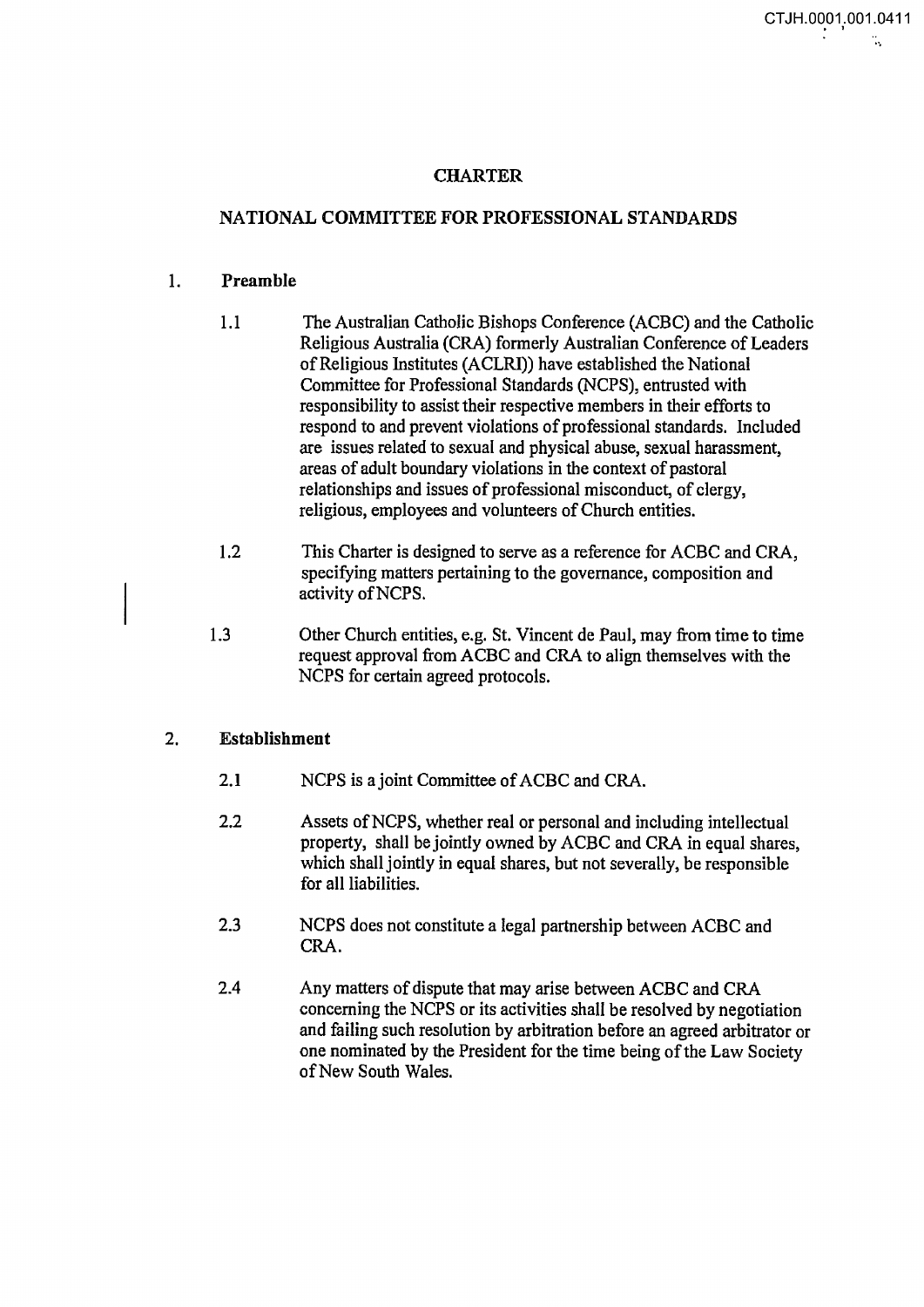# CHARTER

## NATIONAL COMMITTEE FOR PROFESSIONAL STANDARDS

### 1. Preamble

1.1 The Australian Catholic Bishops Conference (ACBC) and the Catholic Religious Australia (CRA) formerly Australian Conference of Leaders of Religious Institutes (ACLRI)) have established the National Committee for Professional Standards (NCPS), entrusted with responsibility to assist their respective members in their efforts to respond to and prevent violations of professional standards. Included are issues related to sexual and physical abuse, sexual harassment, areas of adult boundary violations in the context of pastoral relationships and issues of professional misconduct, of clergy, religious, employees and volunteers of Church entities.

1.2 This Charter is designed to serve as a reference for ACBC and CRA, specifying matters pertaining to the governance, composition and activity of NCPS.

1.3 Other Church entities, e.g. St. Vincent de Paul, may from time to time request approval from ACBC and CRA to align themselves with the NCPS for certain agreed protocols.

### 2. Establishment

2.1 NCPS is a joint Committee of ACBC and CRA.

2.2 Assets of NCPS, whether real or personal and including intellectual property, shall be jointly owned by ACBC and CRA in equal shares, which shall jointly in equal shares, but not severally, be responsible for all liabilities.

2.3 NCPS does not constitute a legal partnership between ACBC and CRA.

2.4 Any matters of dispute that may arise between ACBC and CRA concerning the NCPS or its activities shall be resolved by negotiation and failing such resolution by arbitration before an agreed arbitrator or one nominated by the President for the time being of the Law Society of New South Wales.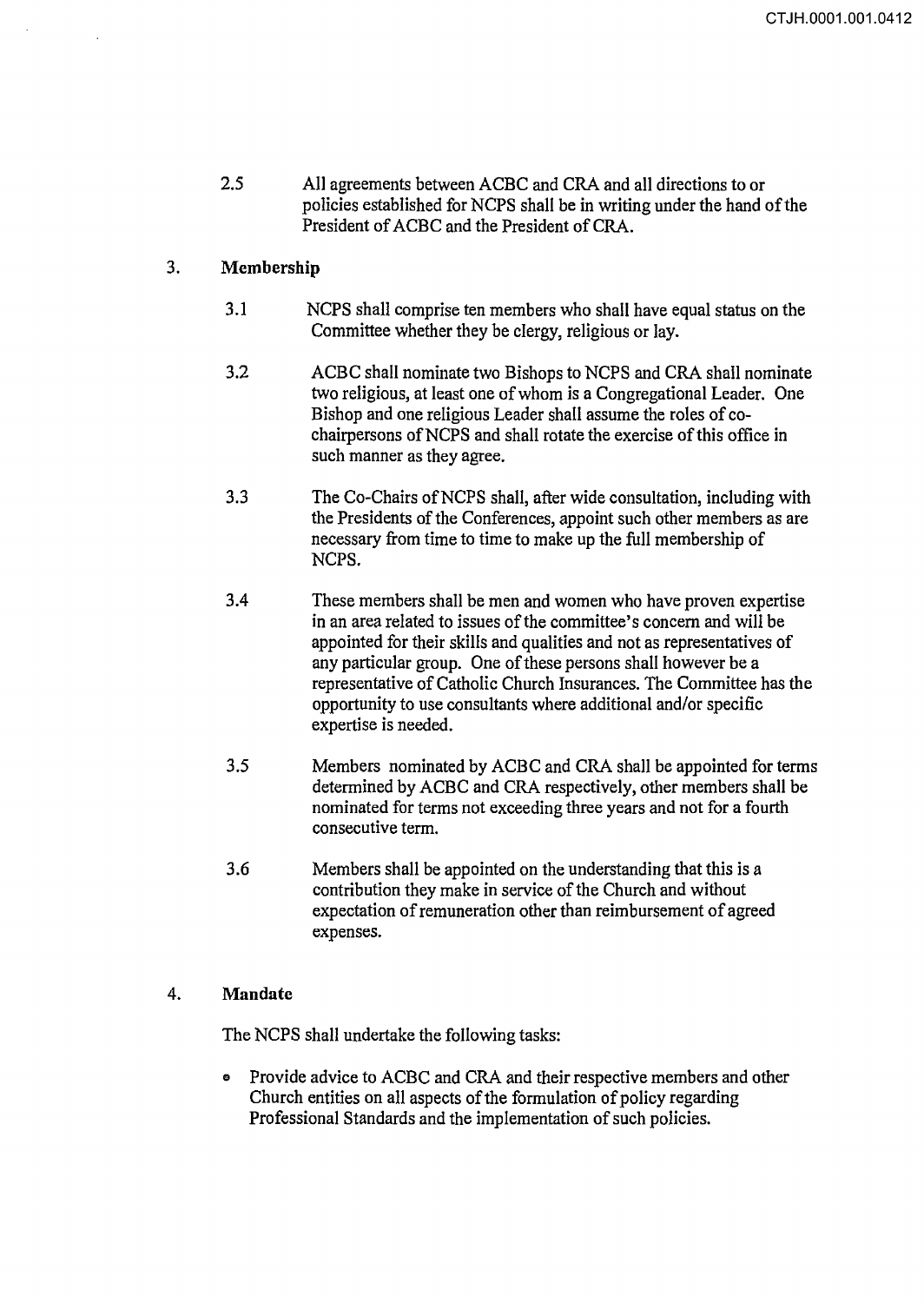2.5 All agreements between ACBC and CRA and all directions to or policies established for NCPS shall be in writing under the hand of the President of ACBC and the President of CRA.

## 3. Membership

3.1 NCPS shall comprise ten members who shall have equal status on the Committee whether they be clergy, religious or lay.

3.2 ACBC shall nominate two Bishops to NCPS and CRA shall nominate two religious, at least one of whom is a Congregational Leader. One Bishop and one religious Leader shall assume the roles of co-chairpersons of NCPS and shall rotate the exercise of this office in such manner as they agree.

3.3 The Co-Chairs of NCPS shall, after wide consultation, including with the Presidents of the Conferences, appoint such other members as are necessary from time to time to make up the full membership of NCPS.

3.4 These members shall be men and women who have proven expertise in an area related to issues of the committee's concern and will be appointed for their skills and qualities and not as representatives of any particular group. One of these persons shall however be a representative of Catholic Church Insurances. The Committee has the opportunity to use consultants where additional and/or specific expertise is needed.

3.5 Members nominated by ACBC and CRA shall be appointed for terms determined by ACBC and CRA respectively, other members shall be nominated for terms not exceeding three years and not for a fourth consecutive term.

3.6 Members shall be appointed on the understanding that this is a contribution they make in service of the Church and without expectation of remuneration other than reimbursement of agreed expenses.

## 4. Mandate

The NCPS shall undertake the following tasks:

- Provide advice to ACBC and CRA and their respective members and other Church entities on all aspects of the formulation of policy regarding Professional Standards and the implementation of such policies.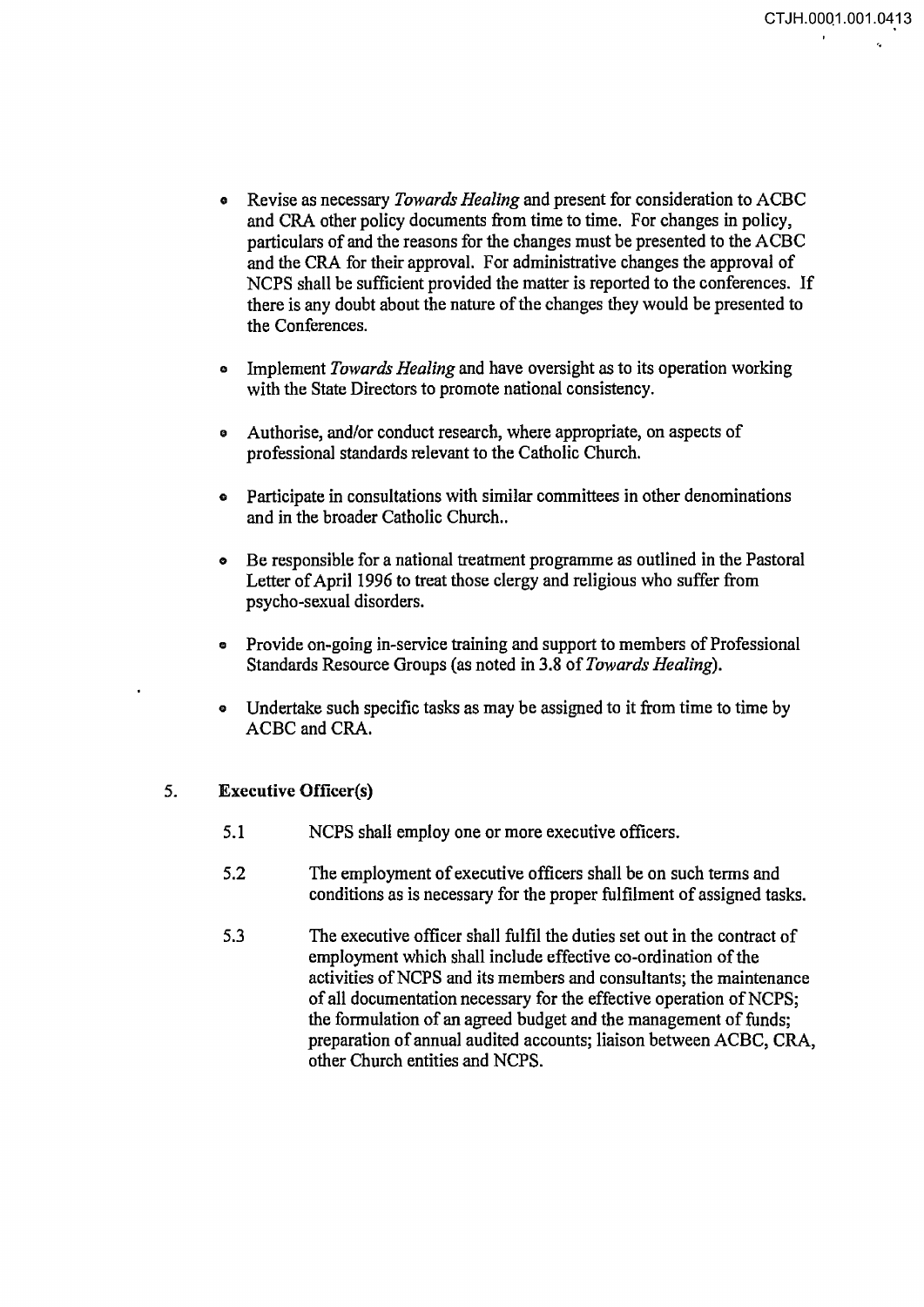- Revise as necessary *Towards Healing* and present for consideration to ACBC and CRA other policy documents from time to time. For changes in policy, particulars of and the reasons for the changes must be presented to the ACBC and the CRA for their approval. For administrative changes the approval of NCPS shall be sufficient provided the matter is reported to the conferences. If there is any doubt about the nature of the changes they would be presented to the Conferences.

- Implement *Towards Healing* and have oversight as to its operation working with the State Directors to promote national consistency.

- Authorise, and/or conduct research, where appropriate, on aspects of professional standards relevant to the Catholic Church.

- Participate in consultations with similar committees in other denominations and in the broader Catholic Church..

- Be responsible for a national treatment programme as outlined in the Pastoral Letter of April 1996 to treat those clergy and religious who suffer from psycho-sexual disorders.

- Provide on-going in-service training and support to members of Professional Standards Resource Groups (as noted in 3.8 of *Towards Healing*).

- Undertake such specific tasks as may be assigned to it from time to time by ACBC and CRA.

5. **Executive Officer(s)**

5.1 NCPS shall employ one or more executive officers.

5.2 The employment of executive officers shall be on such terms and conditions as is necessary for the proper fulfilment of assigned tasks.

5.3 The executive officer shall fulfil the duties set out in the contract of employment which shall include effective co-ordination of the activities of NCPS and its members and consultants; the maintenance of all documentation necessary for the effective operation of NCPS; the formulation of an agreed budget and the management of funds; preparation of annual audited accounts; liaison between ACBC, CRA, other Church entities and NCPS.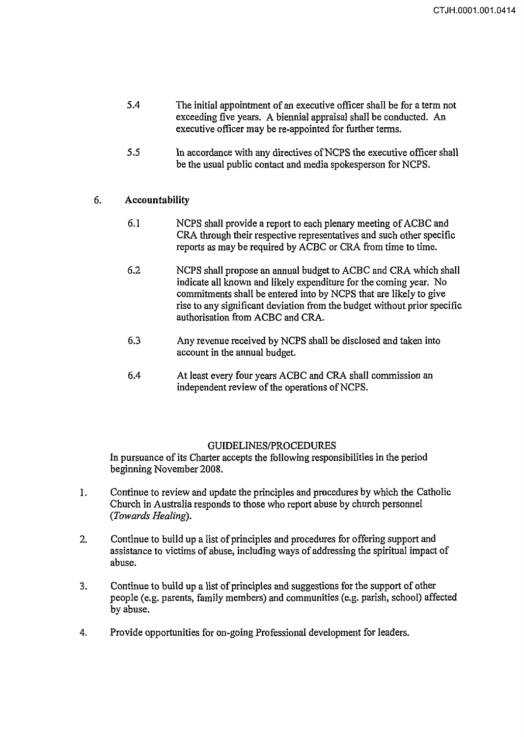5.4 The initial appointment of an executive officer shall be for a term not exceeding five years. A biennial appraisal shall be conducted. An executive officer may be re-appointed for further terms.

5.5 In accordance with any directives of NCPS the executive officer shall be the usual public contact and media spokesperson for NCPS.

## 6. Accountability

6.1 NCPS shall provide a report to each plenary meeting of ACBC and CRA through their respective representatives and such other specific reports as may be required by ACBC or CRA from time to time.

6.2 NCPS shall propose an annual budget to ACBC and CRA which shall indicate all known and likely expenditure for the coming year. No commitments shall be entered into by NCPS that are likely to give rise to any significant deviation from the budget without prior specific authorisation from ACBC and CRA.

6.3 Any revenue received by NCPS shall be disclosed and taken into account in the annual budget.

6.4 At least every four years ACBC and CRA shall commission an independent review of the operations of NCPS.

## GUIDELINES/PROCEDURES

In pursuance of its Charter accepts the following responsibilities in the period beginning November 2008.

1. Continue to review and update the principles and procedures by which the Catholic Church in Australia responds to those who report abuse by church personnel (*Towards Healing*).

2. Continue to build up a list of principles and procedures for offering support and assistance to victims of abuse, including ways of addressing the spiritual impact of abuse.

3. Continue to build up a list of principles and suggestions for the support of other people (e.g. parents, family members) and communities (e.g. parish, school) affected by abuse.

4. Provide opportunities for on-going Professional development for leaders.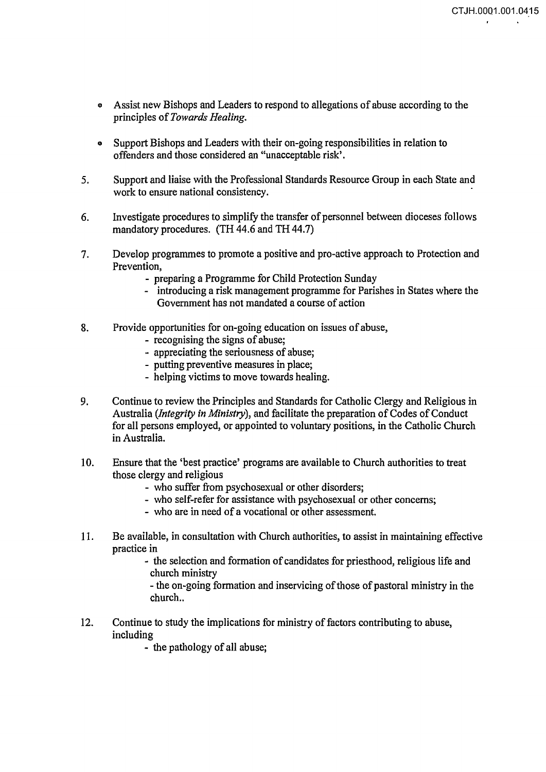- Assist new Bishops and Leaders to respond to allegations of abuse according to the principles of *Towards Healing*.

- Support Bishops and Leaders with their on-going responsibilities in relation to offenders and those considered an "unacceptable risk'.

5. Support and liaise with the Professional Standards Resource Group in each State and work to ensure national consistency.

6. Investigate procedures to simplify the transfer of personnel between dioceses follows mandatory procedures. (TH 44.6 and TH 44.7)

7. Develop programmes to promote a positive and pro-active approach to Protection and Prevention,
   - preparing a Programme for Child Protection Sunday
   - introducing a risk management programme for Parishes in States where the Government has not mandated a course of action

8. Provide opportunities for on-going education on issues of abuse,
   - recognising the signs of abuse;
   - appreciating the seriousness of abuse;
   - putting preventive measures in place;
   - helping victims to move towards healing.

9. Continue to review the Principles and Standards for Catholic Clergy and Religious in Australia (*Integrity in Ministry*), and facilitate the preparation of Codes of Conduct for all persons employed, or appointed to voluntary positions, in the Catholic Church in Australia.

10. Ensure that the 'best practice' programs are available to Church authorities to treat those clergy and religious
    - who suffer from psychosexual or other disorders;
    - who self-refer for assistance with psychosexual or other concerns;
    - who are in need of a vocational or other assessment.

11. Be available, in consultation with Church authorities, to assist in maintaining effective practice in
    - the selection and formation of candidates for priesthood, religious life and church ministry
    - the on-going formation and inservicing of those of pastoral ministry in the church..

12. Continue to study the implications for ministry of factors contributing to abuse, including
    - the pathology of all abuse;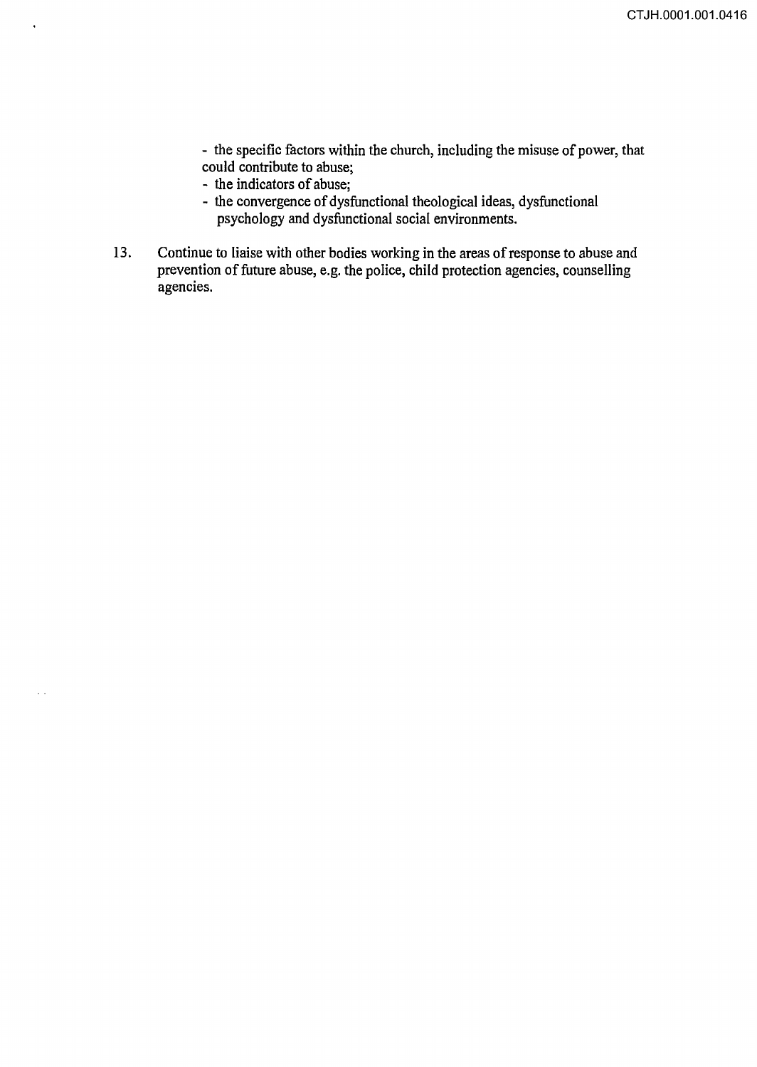- the specific factors within the church, including the misuse of power, that could contribute to abuse;
- the indicators of abuse;
- the convergence of dysfunctional theological ideas, dysfunctional psychology and dysfunctional social environments.

13. Continue to liaise with other bodies working in the areas of response to abuse and prevention of future abuse, e.g. the police, child protection agencies, counselling agencies.